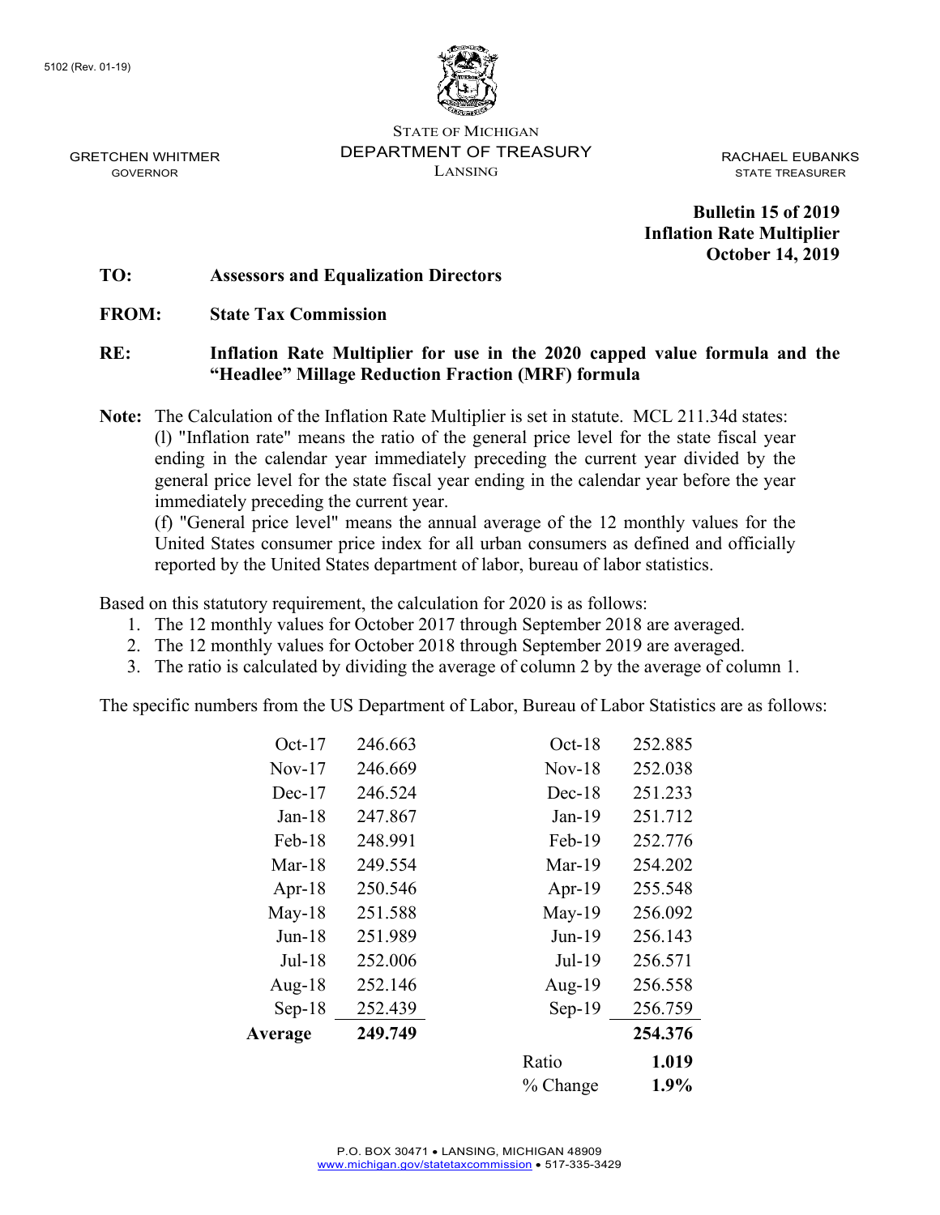5102 (Rev. 01-19)

STATE OF MICHIGAN
DEPARTMENT OF TREASURY
LANSING

GRETCHEN WHITMER
GOVERNOR

RACHAEL EUBANKS
STATE TREASURER

**Bulletin 15 of 2019**
**Inflation Rate Multiplier**
**October 14, 2019**

**TO:** **Assessors and Equalization Directors**

**FROM:** **State Tax Commission**

**RE:** **Inflation Rate Multiplier for use in the 2020 capped value formula and the "Headlee" Millage Reduction Fraction (MRF) formula**

**Note:** The Calculation of the Inflation Rate Multiplier is set in statute. MCL 211.34d states:
(l) "Inflation rate" means the ratio of the general price level for the state fiscal year ending in the calendar year immediately preceding the current year divided by the general price level for the state fiscal year ending in the calendar year before the year immediately preceding the current year.
(f) "General price level" means the annual average of the 12 monthly values for the United States consumer price index for all urban consumers as defined and officially reported by the United States department of labor, bureau of labor statistics.

Based on this statutory requirement, the calculation for 2020 is as follows:

1. The 12 monthly values for October 2017 through September 2018 are averaged.
2. The 12 monthly values for October 2018 through September 2019 are averaged.
3. The ratio is calculated by dividing the average of column 2 by the average of column 1.

The specific numbers from the US Department of Labor, Bureau of Labor Statistics are as follows:

| Month | Value | Month | Value |
|---|---|---|---|
| Oct-17 | 246.663 | Oct-18 | 252.885 |
| Nov-17 | 246.669 | Nov-18 | 252.038 |
| Dec-17 | 246.524 | Dec-18 | 251.233 |
| Jan-18 | 247.867 | Jan-19 | 251.712 |
| Feb-18 | 248.991 | Feb-19 | 252.776 |
| Mar-18 | 249.554 | Mar-19 | 254.202 |
| Apr-18 | 250.546 | Apr-19 | 255.548 |
| May-18 | 251.588 | May-19 | 256.092 |
| Jun-18 | 251.989 | Jun-19 | 256.143 |
| Jul-18 | 252.006 | Jul-19 | 256.571 |
| Aug-18 | 252.146 | Aug-19 | 256.558 |
| Sep-18 | 252.439 | Sep-19 | 256.759 |
| **Average** | **249.749** | | **254.376** |
| | | Ratio | **1.019** |
| | | % Change | **1.9%** |

P.O. BOX 30471 • LANSING, MICHIGAN 48909
www.michigan.gov/statetaxcommission • 517-335-3429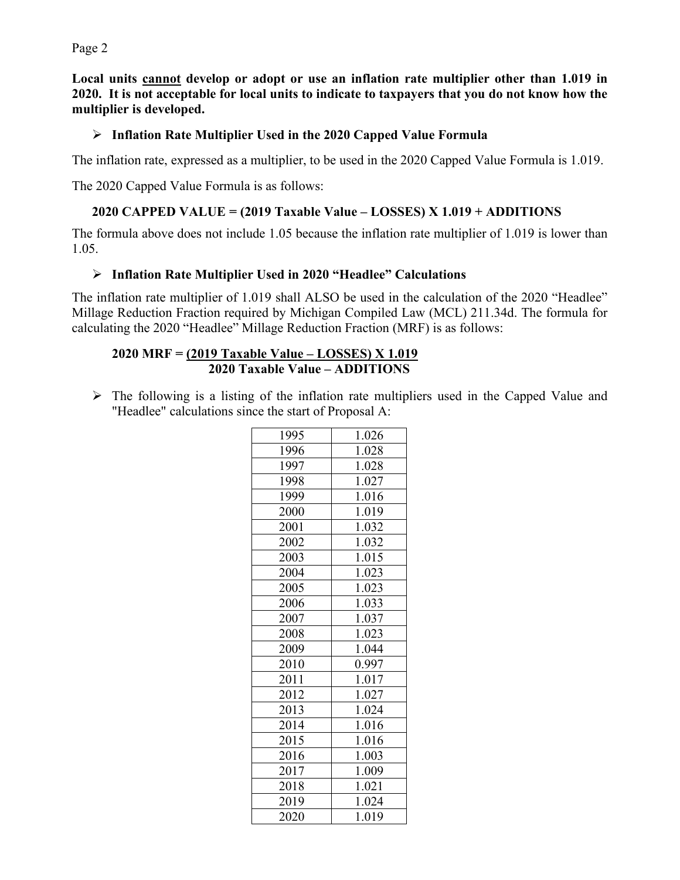**Local units <u>cannot</u> develop or adopt or use an inflation rate multiplier other than 1.019 in 2020. It is not acceptable for local units to indicate to taxpayers that you do not know how the multiplier is developed.**

- **Inflation Rate Multiplier Used in the 2020 Capped Value Formula**

The inflation rate, expressed as a multiplier, to be used in the 2020 Capped Value Formula is 1.019.

The 2020 Capped Value Formula is as follows:

**2020 CAPPED VALUE = (2019 Taxable Value – LOSSES) X 1.019 + ADDITIONS**

The formula above does not include 1.05 because the inflation rate multiplier of 1.019 is lower than 1.05.

- **Inflation Rate Multiplier Used in 2020 "Headlee" Calculations**

The inflation rate multiplier of 1.019 shall ALSO be used in the calculation of the 2020 "Headlee" Millage Reduction Fraction required by Michigan Compiled Law (MCL) 211.34d. The formula for calculating the 2020 "Headlee" Millage Reduction Fraction (MRF) is as follows:

$$\textbf{2020 MRF} = \frac{\textbf{(2019 Taxable Value – LOSSES) X 1.019}}{\textbf{2020 Taxable Value – ADDITIONS}}$$

- The following is a listing of the inflation rate multipliers used in the Capped Value and "Headlee" calculations since the start of Proposal A:

| | |
|---|---|
| 1995 | 1.026 |
| 1996 | 1.028 |
| 1997 | 1.028 |
| 1998 | 1.027 |
| 1999 | 1.016 |
| 2000 | 1.019 |
| 2001 | 1.032 |
| 2002 | 1.032 |
| 2003 | 1.015 |
| 2004 | 1.023 |
| 2005 | 1.023 |
| 2006 | 1.033 |
| 2007 | 1.037 |
| 2008 | 1.023 |
| 2009 | 1.044 |
| 2010 | 0.997 |
| 2011 | 1.017 |
| 2012 | 1.027 |
| 2013 | 1.024 |
| 2014 | 1.016 |
| 2015 | 1.016 |
| 2016 | 1.003 |
| 2017 | 1.009 |
| 2018 | 1.021 |
| 2019 | 1.024 |
| 2020 | 1.019 |